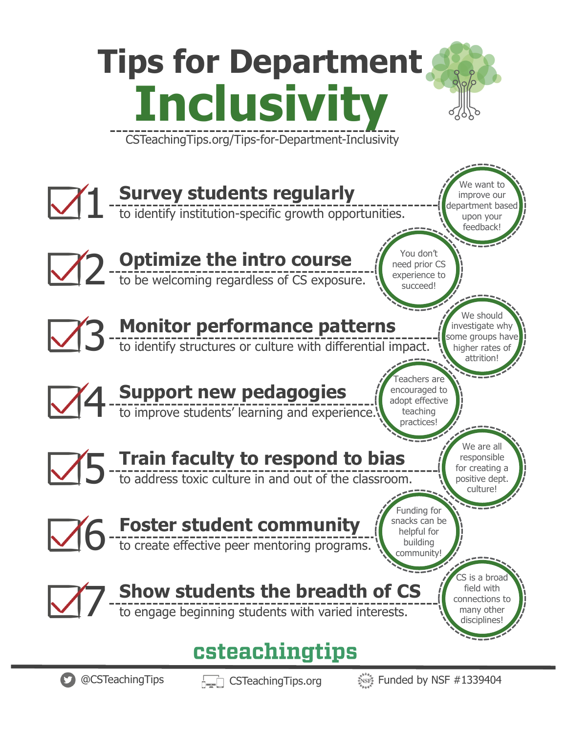# Tips for Department Inclusivity

CSTeachingTips.org/Tips-for-Department-Inclusivity

## 1 Survey students regularly

to identify institution-specific growth opportunities.

> We want to improve our department based upon your feedback!

## 2 Optimize the intro course

to be welcoming regardless of CS exposure.

> You don't need prior CS experience to succeed!

## 3 Monitor performance patterns

to identify structures or culture with differential impact.

> We should investigate why some groups have higher rates of attrition!

## 4 Support new pedagogies

to improve students' learning and experience.

> Teachers are encouraged to adopt effective teaching practices!

## 5 Train faculty to respond to bias

to address toxic culture in and out of the classroom.

> We are all responsible for creating a positive dept. culture!

## 6 Foster student community

to create effective peer mentoring programs.

> Funding for snacks can be helpful for building community!

## 7 Show students the breadth of CS

to engage beginning students with varied interests.

> CS is a broad field with connections to many other disciplines!

**csteachingtips**

@CSTeachingTips | CSTeachingTips.org | Funded by NSF #1339404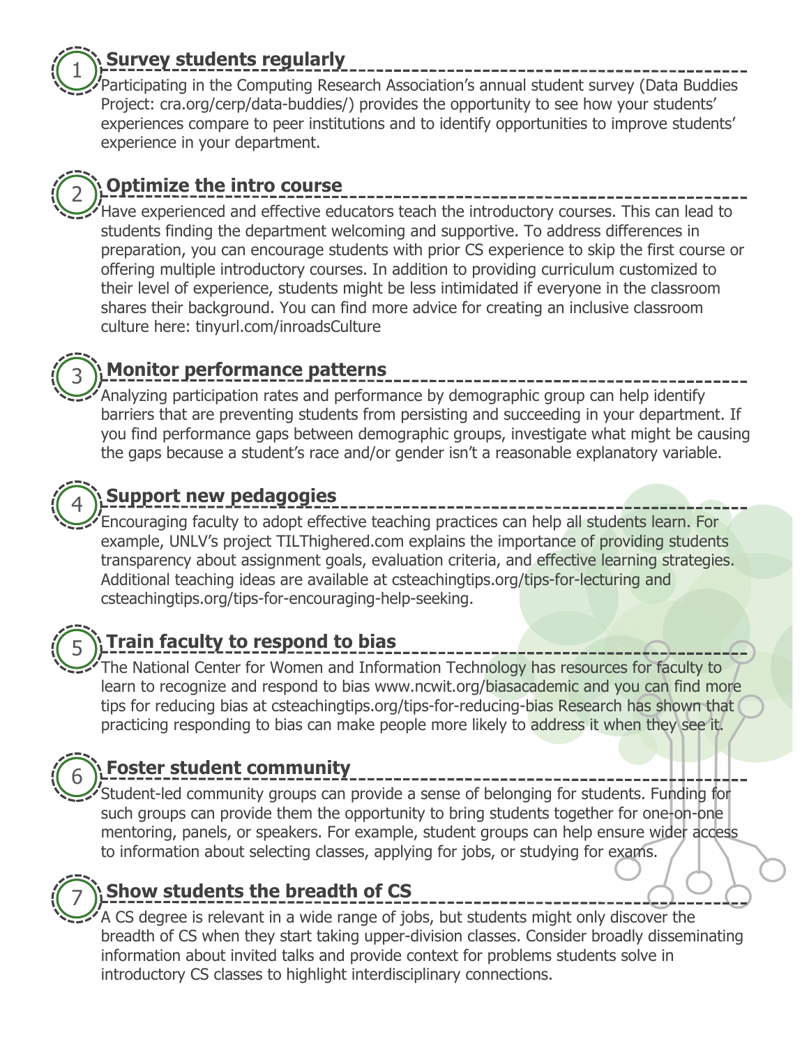## 1 Survey students regularly

Participating in the Computing Research Association's annual student survey (Data Buddies Project: cra.org/cerp/data-buddies/) provides the opportunity to see how your students' experiences compare to peer institutions and to identify opportunities to improve students' experience in your department.

## 2 Optimize the intro course

Have experienced and effective educators teach the introductory courses. This can lead to students finding the department welcoming and supportive. To address differences in preparation, you can encourage students with prior CS experience to skip the first course or offering multiple introductory courses. In addition to providing curriculum customized to their level of experience, students might be less intimidated if everyone in the classroom shares their background. You can find more advice for creating an inclusive classroom culture here: tinyurl.com/inroadsCulture

## 3 Monitor performance patterns

Analyzing participation rates and performance by demographic group can help identify barriers that are preventing students from persisting and succeeding in your department. If you find performance gaps between demographic groups, investigate what might be causing the gaps because a student's race and/or gender isn't a reasonable explanatory variable.

## 4 Support new pedagogies

Encouraging faculty to adopt effective teaching practices can help all students learn. For example, UNLV's project TILThighered.com explains the importance of providing students transparency about assignment goals, evaluation criteria, and effective learning strategies. Additional teaching ideas are available at csteachingtips.org/tips-for-lecturing and csteachingtips.org/tips-for-encouraging-help-seeking.

## 5 Train faculty to respond to bias

The National Center for Women and Information Technology has resources for faculty to learn to recognize and respond to bias www.ncwit.org/biasacademic and you can find more tips for reducing bias at csteachingtips.org/tips-for-reducing-bias Research has shown that practicing responding to bias can make people more likely to address it when they see it.

## 6 Foster student community

Student-led community groups can provide a sense of belonging for students. Funding for such groups can provide them the opportunity to bring students together for one-on-one mentoring, panels, or speakers. For example, student groups can help ensure wider access to information about selecting classes, applying for jobs, or studying for exams.

## 7 Show students the breadth of CS

A CS degree is relevant in a wide range of jobs, but students might only discover the breadth of CS when they start taking upper-division classes. Consider broadly disseminating information about invited talks and provide context for problems students solve in introductory CS classes to highlight interdisciplinary connections.